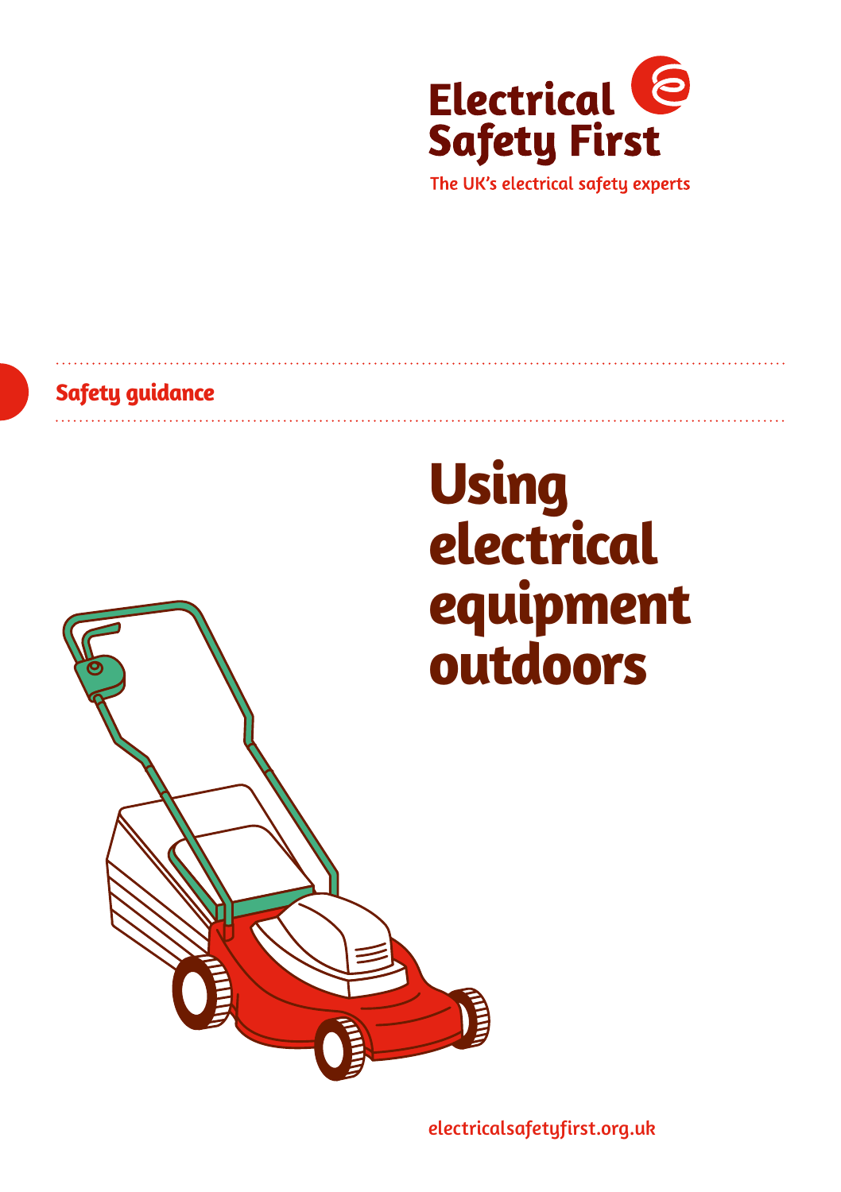Electrical Safety First

The UK's electrical safety experts

**Safety guidance**

# Using electrical equipment outdoors

electricalsafetyfirst.org.uk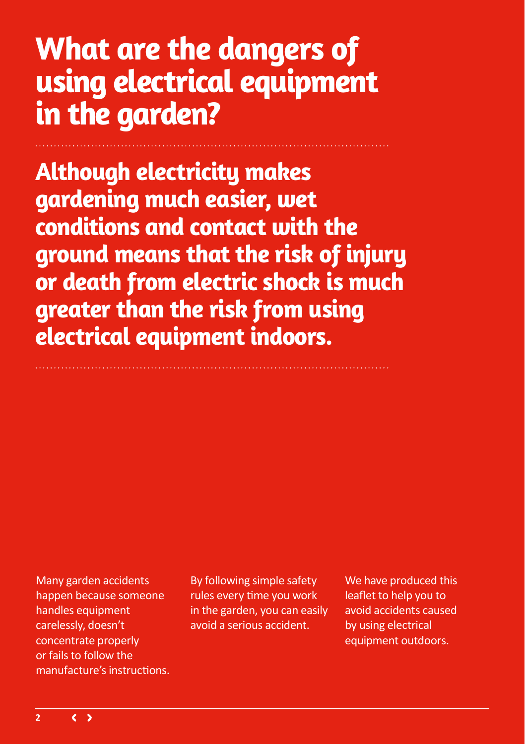# What are the dangers of using electrical equipment in the garden?

**Although electricity makes gardening much easier, wet conditions and contact with the ground means that the risk of injury or death from electric shock is much greater than the risk from using electrical equipment indoors.**

Many garden accidents happen because someone handles equipment carelessly, doesn't concentrate properly or fails to follow the manufacture's instructions.

By following simple safety rules every time you work in the garden, you can easily avoid a serious accident.

We have produced this leaflet to help you to avoid accidents caused by using electrical equipment outdoors.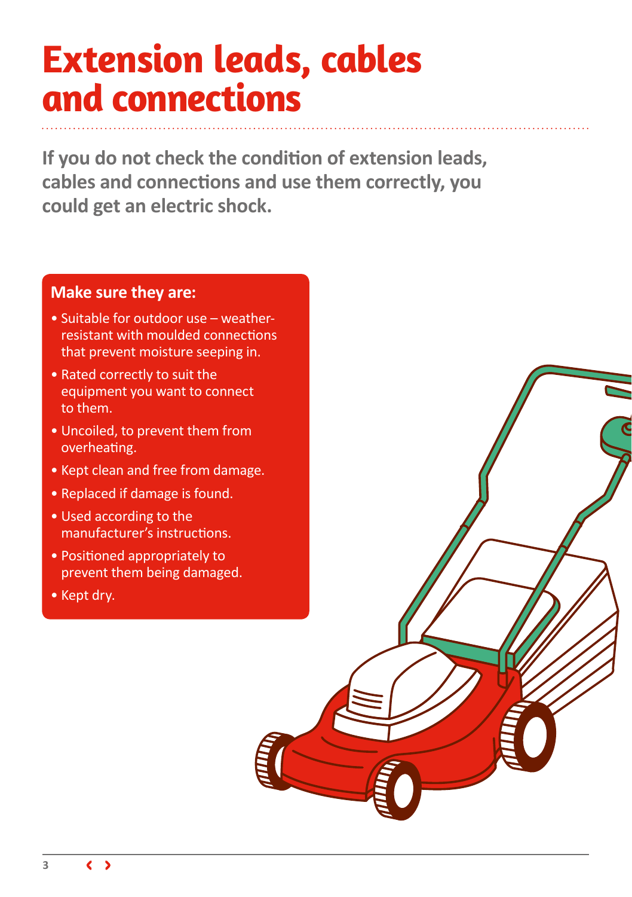# Extension leads, cables and connections

**If you do not check the condition of extension leads, cables and connections and use them correctly, you could get an electric shock.**

**Make sure they are:**

- Suitable for outdoor use – weather-resistant with moulded connections that prevent moisture seeping in.
- Rated correctly to suit the equipment you want to connect to them.
- Uncoiled, to prevent them from overheating.
- Kept clean and free from damage.
- Replaced if damage is found.
- Used according to the manufacturer's instructions.
- Positioned appropriately to prevent them being damaged.
- Kept dry.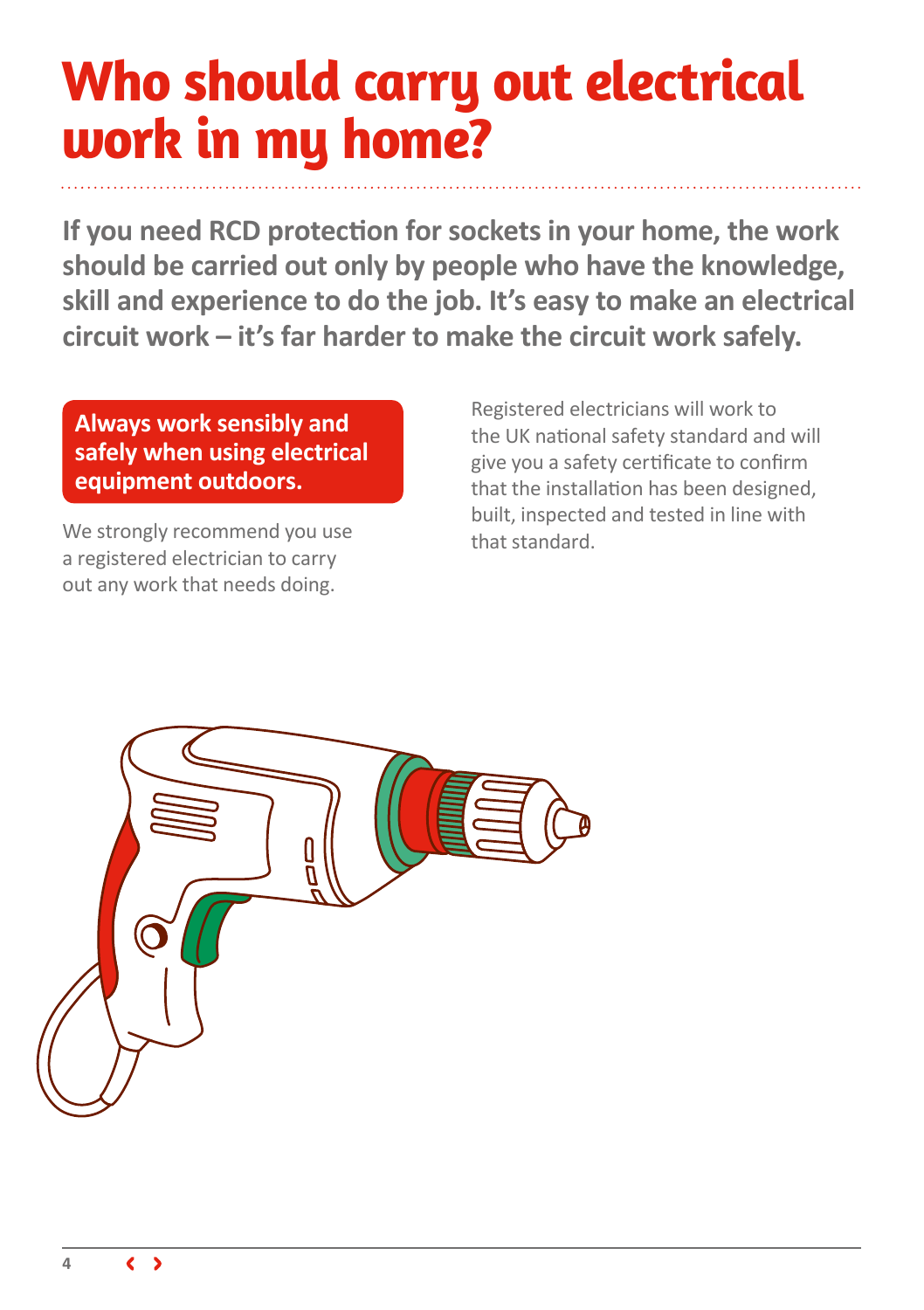# Who should carry out electrical work in my home?

**If you need RCD protection for sockets in your home, the work should be carried out only by people who have the knowledge, skill and experience to do the job. It's easy to make an electrical circuit work – it's far harder to make the circuit work safely.**

**Always work sensibly and safely when using electrical equipment outdoors.**

We strongly recommend you use a registered electrician to carry out any work that needs doing.

Registered electricians will work to the UK national safety standard and will give you a safety certificate to confirm that the installation has been designed, built, inspected and tested in line with that standard.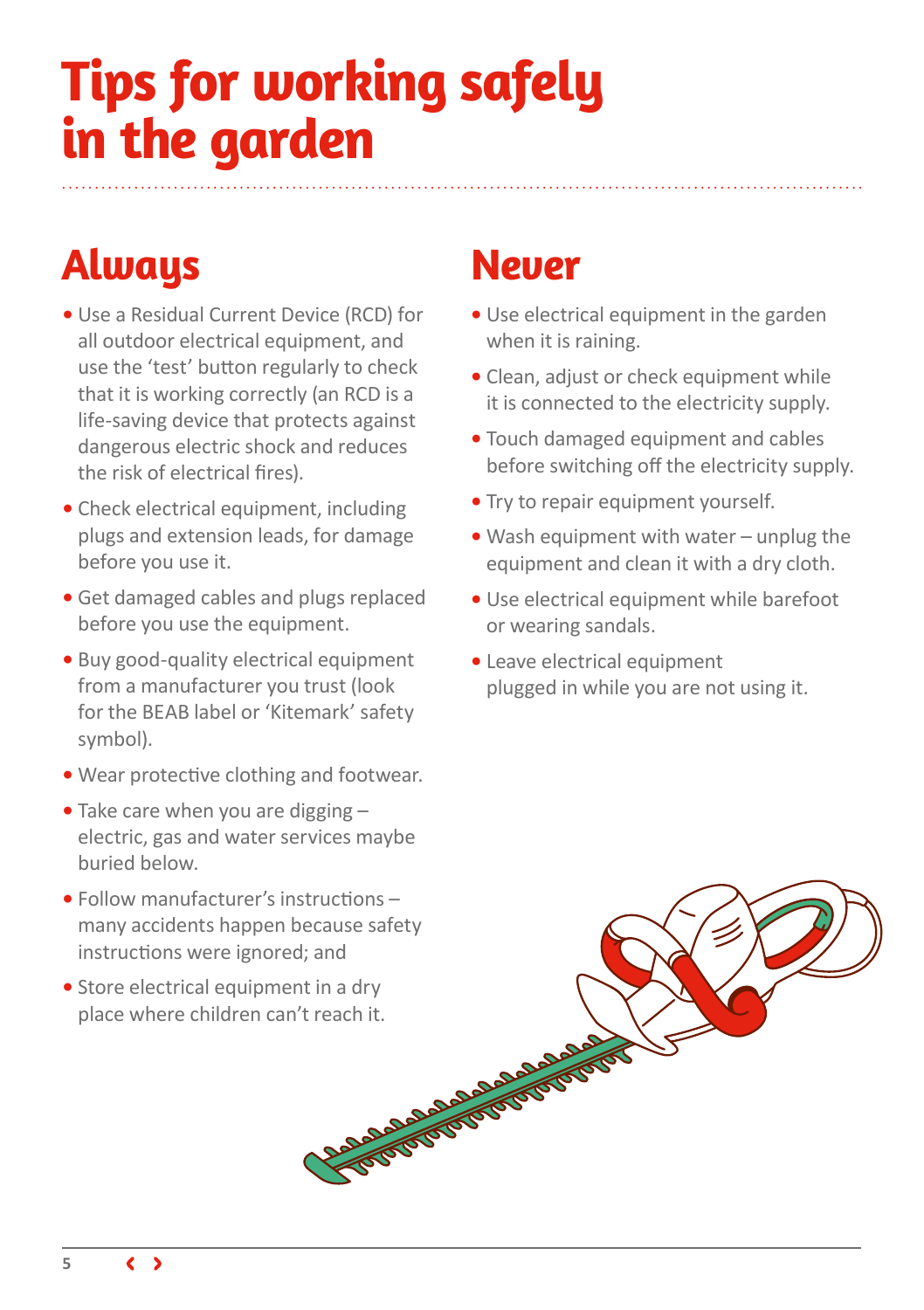# Tips for working safely in the garden

## Always

- Use a Residual Current Device (RCD) for all outdoor electrical equipment, and use the 'test' button regularly to check that it is working correctly (an RCD is a life-saving device that protects against dangerous electric shock and reduces the risk of electrical fires).
- Check electrical equipment, including plugs and extension leads, for damage before you use it.
- Get damaged cables and plugs replaced before you use the equipment.
- Buy good-quality electrical equipment from a manufacturer you trust (look for the BEAB label or 'Kitemark' safety symbol).
- Wear protective clothing and footwear.
- Take care when you are digging – electric, gas and water services maybe buried below.
- Follow manufacturer's instructions – many accidents happen because safety instructions were ignored; and
- Store electrical equipment in a dry place where children can't reach it.

## Never

- Use electrical equipment in the garden when it is raining.
- Clean, adjust or check equipment while it is connected to the electricity supply.
- Touch damaged equipment and cables before switching off the electricity supply.
- Try to repair equipment yourself.
- Wash equipment with water – unplug the equipment and clean it with a dry cloth.
- Use electrical equipment while barefoot or wearing sandals.
- Leave electrical equipment plugged in while you are not using it.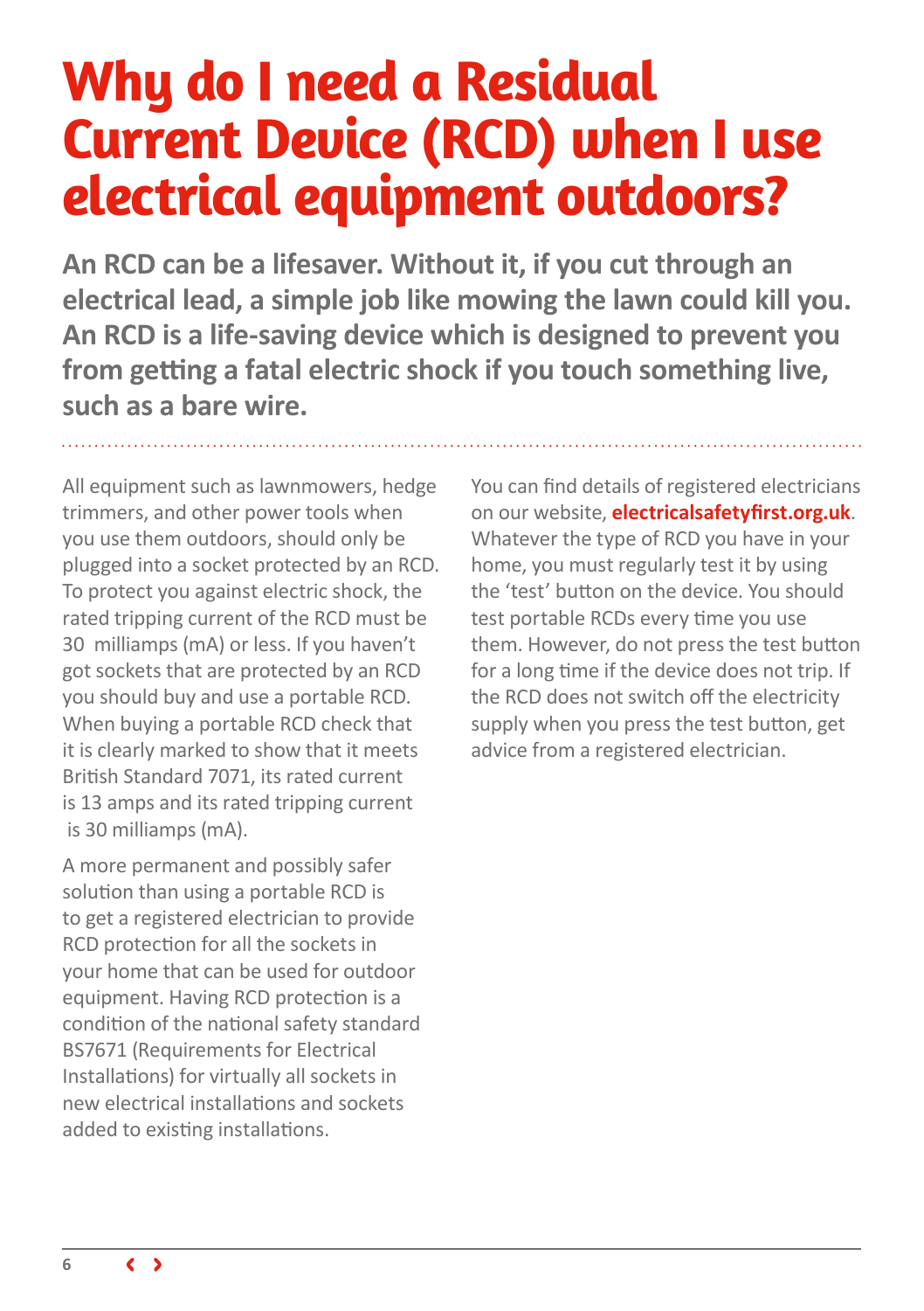# Why do I need a Residual Current Device (RCD) when I use electrical equipment outdoors?

**An RCD can be a lifesaver. Without it, if you cut through an electrical lead, a simple job like mowing the lawn could kill you. An RCD is a life-saving device which is designed to prevent you from getting a fatal electric shock if you touch something live, such as a bare wire.**

All equipment such as lawnmowers, hedge trimmers, and other power tools when you use them outdoors, should only be plugged into a socket protected by an RCD. To protect you against electric shock, the rated tripping current of the RCD must be 30 milliamps (mA) or less. If you haven't got sockets that are protected by an RCD you should buy and use a portable RCD. When buying a portable RCD check that it is clearly marked to show that it meets British Standard 7071, its rated current is 13 amps and its rated tripping current is 30 milliamps (mA).

A more permanent and possibly safer solution than using a portable RCD is to get a registered electrician to provide RCD protection for all the sockets in your home that can be used for outdoor equipment. Having RCD protection is a condition of the national safety standard BS7671 (Requirements for Electrical Installations) for virtually all sockets in new electrical installations and sockets added to existing installations.

You can find details of registered electricians on our website, **electricalsafetyfirst.org.uk**. Whatever the type of RCD you have in your home, you must regularly test it by using the 'test' button on the device. You should test portable RCDs every time you use them. However, do not press the test button for a long time if the device does not trip. If the RCD does not switch off the electricity supply when you press the test button, get advice from a registered electrician.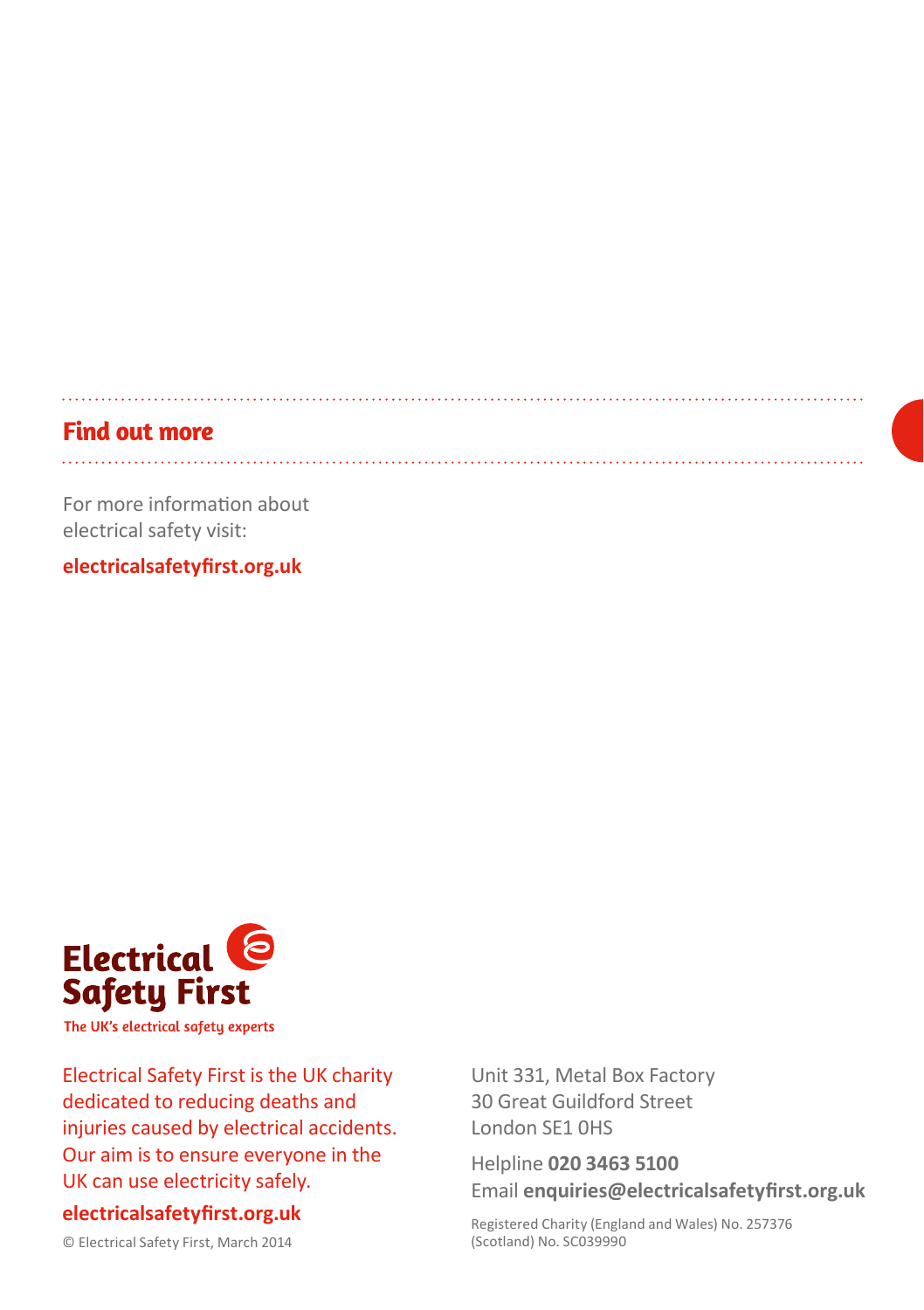## Find out more

For more information about electrical safety visit:

**electricalsafetyfirst.org.uk**

Electrical Safety First

The UK's electrical safety experts

Electrical Safety First is the UK charity dedicated to reducing deaths and injuries caused by electrical accidents. Our aim is to ensure everyone in the UK can use electricity safely.

**electricalsafetyfirst.org.uk**

© Electrical Safety First, March 2014

Unit 331, Metal Box Factory
30 Great Guildford Street
London SE1 0HS

Helpline **020 3463 5100**
Email **enquiries@electricalsafetyfirst.org.uk**

Registered Charity (England and Wales) No. 257376
(Scotland) No. SC039990